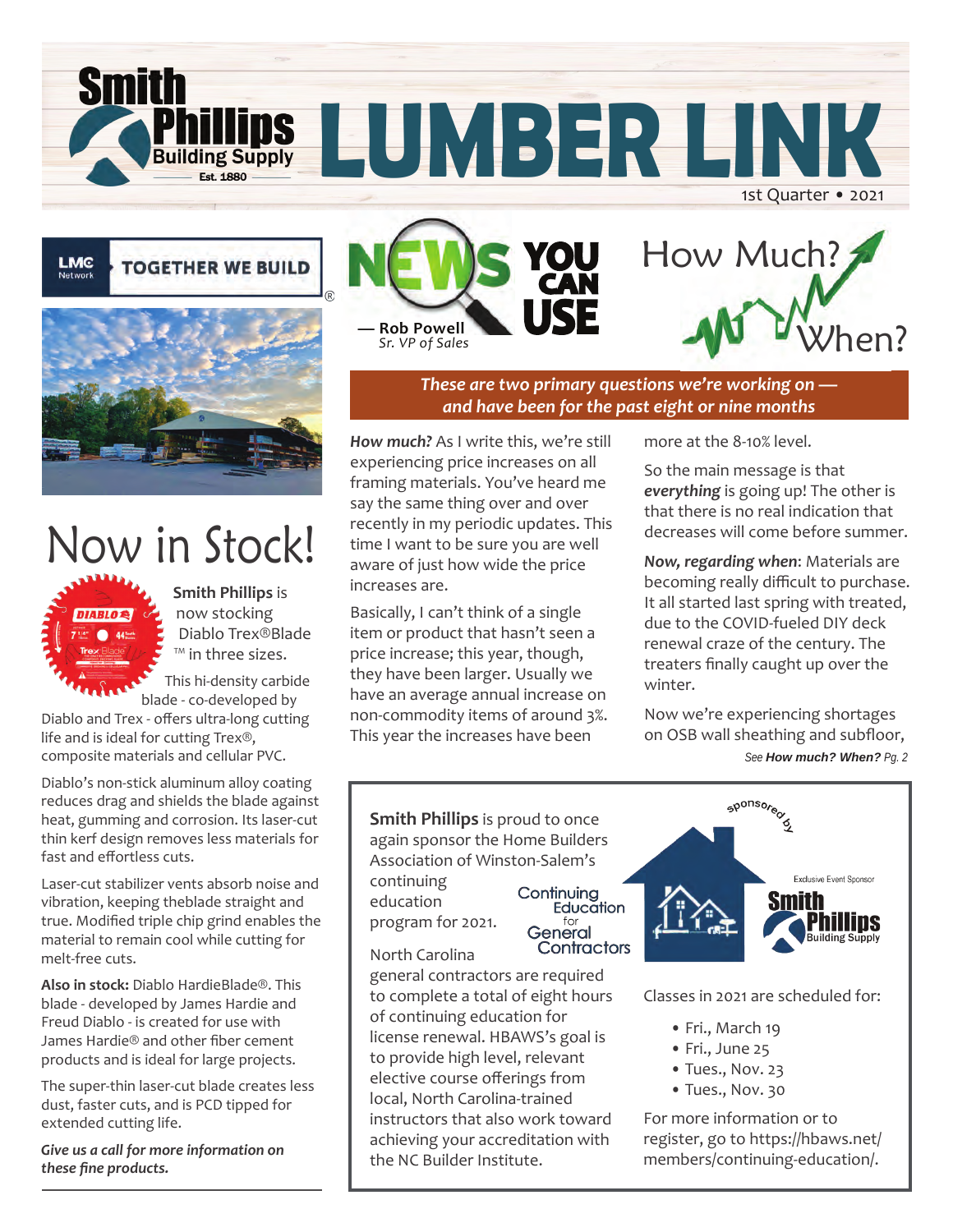# LUMBER LINK

Smith Phillips Building Supply Est. 1880

1st Quarter • 2021

LMC Network TOGETHER WE BUILD®

## Now in Stock!

**Smith Phillips** is now stocking Diablo Trex®Blade™ in three sizes.

This hi-density carbide blade - co-developed by Diablo and Trex - offers ultra-long cutting life and is ideal for cutting Trex®, composite materials and cellular PVC.

Diablo's non-stick aluminum alloy coating reduces drag and shields the blade against heat, gumming and corrosion. Its laser-cut thin kerf design removes less materials for fast and effortless cuts.

Laser-cut stabilizer vents absorb noise and vibration, keeping theblade straight and true. Modified triple chip grind enables the material to remain cool while cutting for melt-free cuts.

**Also in stock:** Diablo HardieBlade®. This blade - developed by James Hardie and Freud Diablo - is created for use with James Hardie® and other fiber cement products and is ideal for large projects.

The super-thin laser-cut blade creates less dust, faster cuts, and is PCD tipped for extended cutting life.

***Give us a call for more information on these fine products.***

## NEWS YOU CAN USE

— **Rob Powell**
*Sr. VP of Sales*

## How Much? When?

***These are two primary questions we're working on — and have been for the past eight or nine months***

***How much?*** As I write this, we're still experiencing price increases on all framing materials. You've heard me say the same thing over and over recently in my periodic updates. This time I want to be sure you are well aware of just how wide the price increases are.

Basically, I can't think of a single item or product that hasn't seen a price increase; this year, though, they have been larger. Usually we have an average annual increase on non-commodity items of around 3%. This year the increases have been more at the 8-10% level.

So the main message is that ***everything*** is going up! The other is that there is no real indication that decreases will come before summer.

***Now, regarding when***: Materials are becoming really difficult to purchase. It all started last spring with treated, due to the COVID-fueled DIY deck renewal craze of the century. The treaters finally caught up over the winter.

Now we're experiencing shortages on OSB wall sheathing and subfloor,

*See **How much? When?** Pg. 2*

**Smith Phillips** is proud to once again sponsor the Home Builders Association of Winston-Salem's continuing education program for 2021.

Continuing Education for General Contractors

sponsored by — Exclusive Event Sponsor Smith Phillips Building Supply

North Carolina general contractors are required to complete a total of eight hours of continuing education for license renewal. HBAWS's goal is to provide high level, relevant elective course offerings from local, North Carolina-trained instructors that also work toward achieving your accreditation with the NC Builder Institute.

Classes in 2021 are scheduled for:

- Fri., March 19
- Fri., June 25
- Tues., Nov. 23
- Tues., Nov. 30

For more information or to register, go to https://hbaws.net/members/continuing-education/.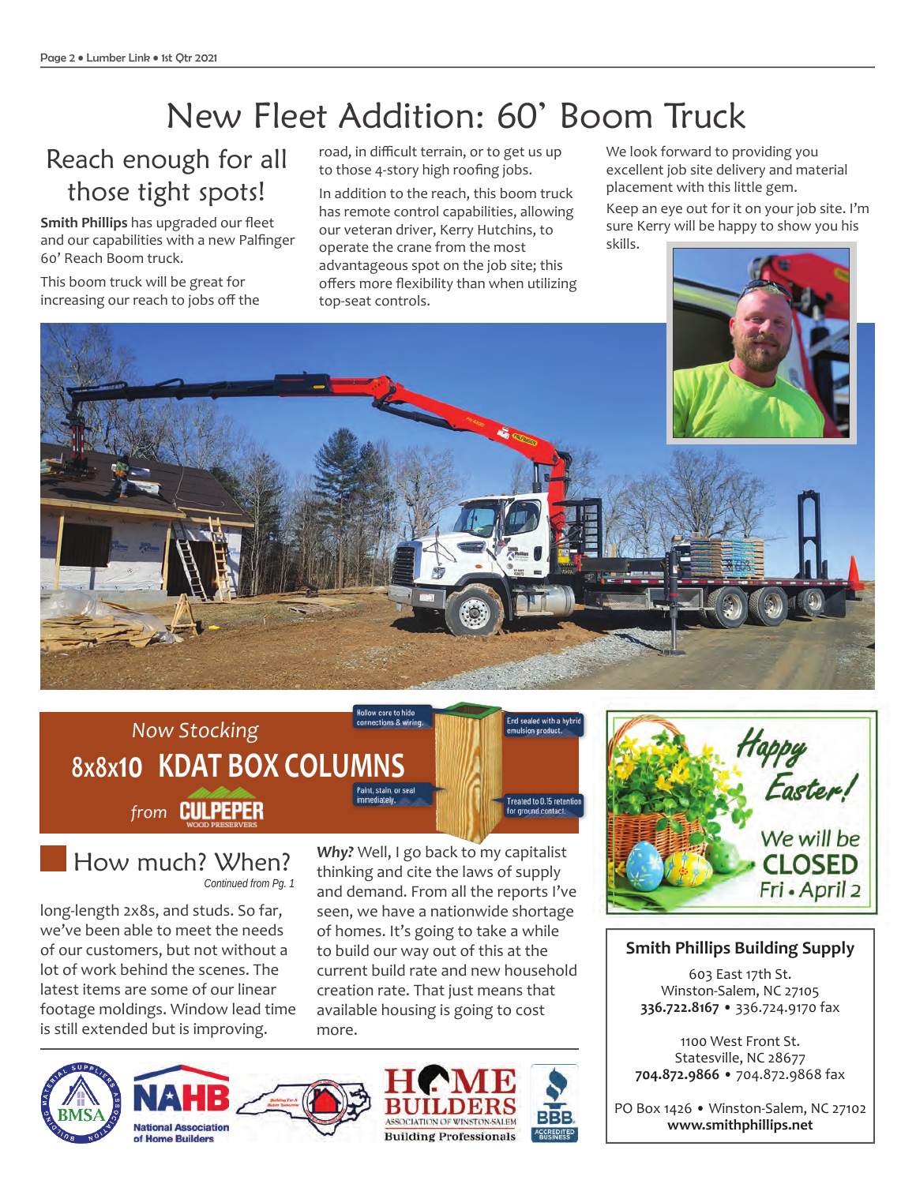# New Fleet Addition: 60' Boom Truck

## Reach enough for all those tight spots!

**Smith Phillips** has upgraded our fleet and our capabilities with a new Palfinger 60' Reach Boom truck.

This boom truck will be great for increasing our reach to jobs off the road, in difficult terrain, or to get us up to those 4-story high roofing jobs.

In addition to the reach, this boom truck has remote control capabilities, allowing our veteran driver, Kerry Hutchins, to operate the crane from the most advantageous spot on the job site; this offers more flexibility than when utilizing top-seat controls.

We look forward to providing you excellent job site delivery and material placement with this little gem.

Keep an eye out for it on your job site. I'm sure Kerry will be happy to show you his skills.

*Now Stocking*

**8x8x10 KDAT BOX COLUMNS**

*from* **CULPEPER** WOOD PRESERVERS

Hollow core to hide connections & wiring.

End sealed with a hybrid emulsion product.

Paint, stain, or seal immediately.

Treated to 0.15 retention for ground contact.

## How much? When?

*Continued from Pg. 1*

long-length 2x8s, and studs. So far, we've been able to meet the needs of our customers, but not without a lot of work behind the scenes. The latest items are some of our linear footage moldings. Window lead time is still extended but is improving.

***Why?*** Well, I go back to my capitalist thinking and cite the laws of supply and demand. From all the reports I've seen, we have a nationwide shortage of homes. It's going to take a while to build our way out of this at the current build rate and new household creation rate. That just means that available housing is going to cost more.

*Happy Easter!*

We will be **CLOSED** Fri • April 2

**Smith Phillips Building Supply**

603 East 17th St.
Winston-Salem, NC 27105
**336.722.8167** • 336.724.9170 fax

1100 West Front St.
Statesville, NC 28677
**704.872.9866** • 704.872.9868 fax

PO Box 1426 • Winston-Salem, NC 27102
**www.smithphillips.net**

BMSA Building Material Suppliers Association • NAHB National Association of Home Builders • HOME BUILDERS Association of Winston-Salem Building Professionals • BBB Accredited Business